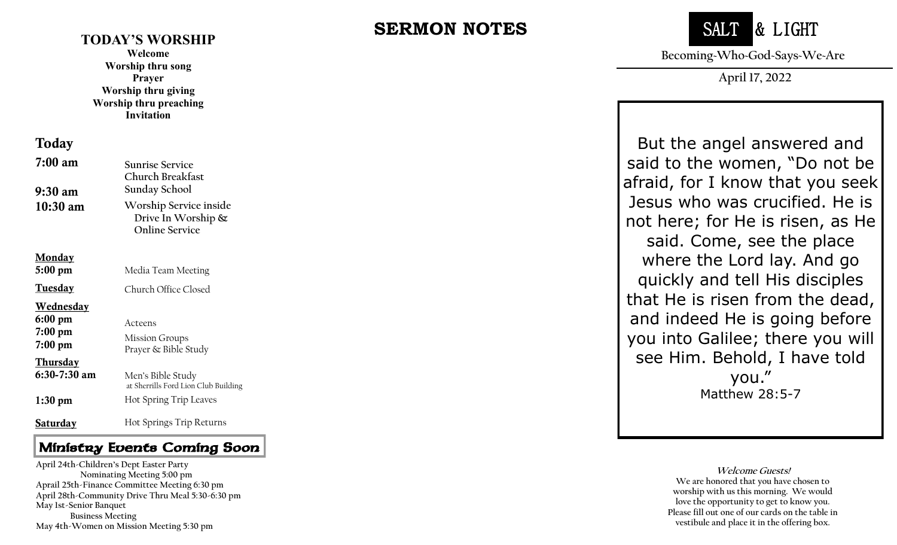## TODAY'S WORSHIP

**Welcome**
**Worship thru song**
**Prayer**
**Worship thru giving**
**Worship thru preaching**
**Invitation**

### Today

| | |
|---|---|
| **7:00 am** | Sunrise Service |
| | Church Breakfast |
| **9:30 am** | Sunday School |
| **10:30 am** | Worship Service inside |
| | Drive In Worship & |
| | Online Service |

**Monday**

| | |
|---|---|
| **5:00 pm** | Media Team Meeting |

**Tuesday** Church Office Closed

**Wednesday**

| | |
|---|---|
| **6:00 pm** | Acteens |
| **7:00 pm** | Mission Groups |
| **7:00 pm** | Prayer & Bible Study |

**Thursday**

| | |
|---|---|
| **6:30-7:30 am** | Men's Bible Study at Sherrills Ford Lion Club Building |
| **1:30 pm** | Hot Spring Trip Leaves |

**Saturday** Hot Springs Trip Returns

### Ministry Events Coming Soon

April 24th-Children's Dept Easter Party
Nominating Meeting 5:00 pm
Aprail 25th-Finance Committee Meeting 6:30 pm
April 28th-Community Drive Thru Meal 5:30-6:30 pm
May 1st-Senior Banquet
Business Meeting
May 4th-Women on Mission Meeting 5:30 pm

## SERMON NOTES

# SALT & LIGHT

Becoming-Who-God-Says-We-Are

April 17, 2022

But the angel answered and said to the women, "Do not be afraid, for I know that you seek Jesus who was crucified. He is not here; for He is risen, as He said. Come, see the place where the Lord lay. And go quickly and tell His disciples that He is risen from the dead, and indeed He is going before you into Galilee; there you will see Him. Behold, I have told you."
Matthew 28:5-7

**Welcome Guests!**
We are honored that you have chosen to worship with us this morning. We would love the opportunity to get to know you. Please fill out one of our cards on the table in vestibule and place it in the offering box.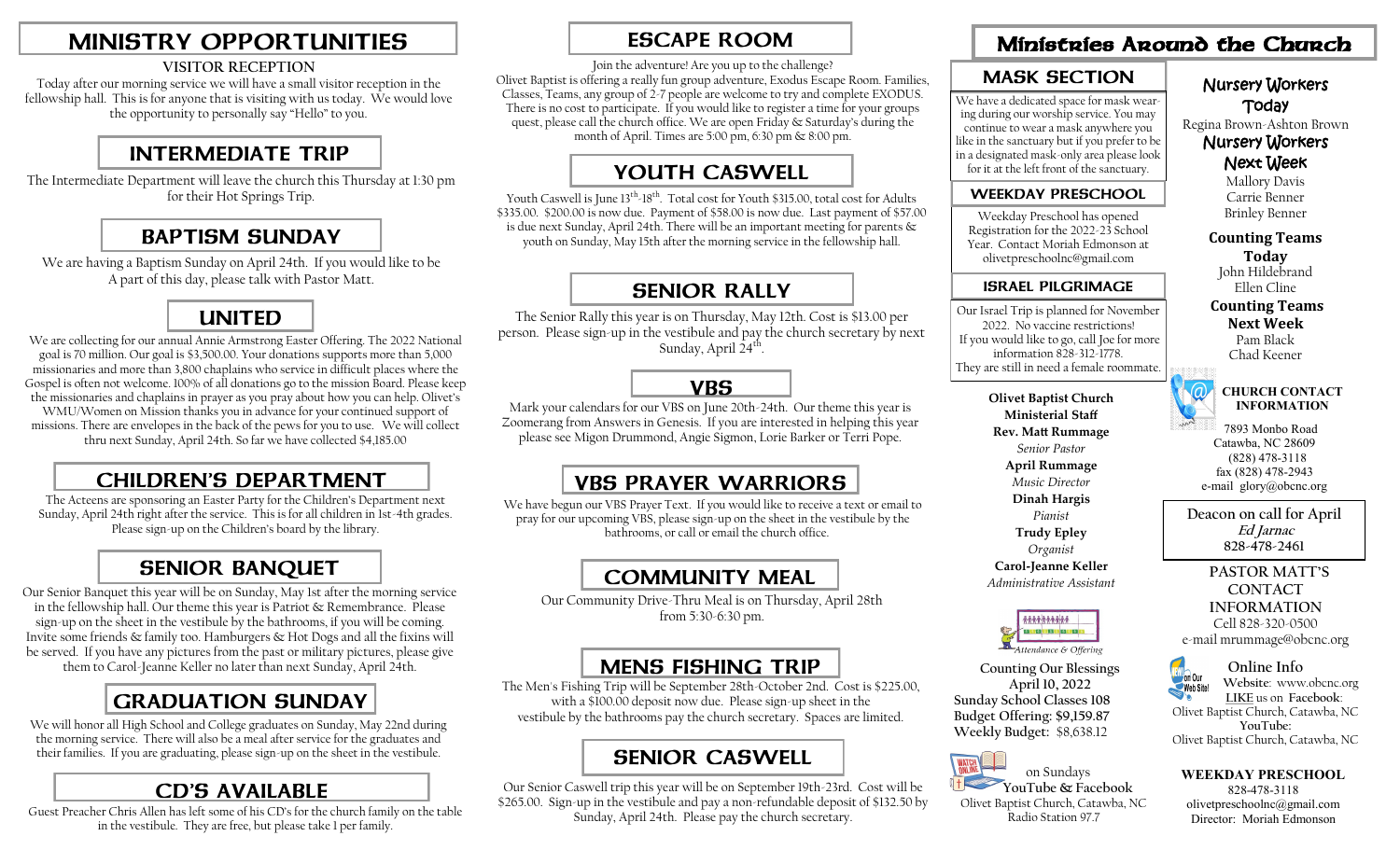# MINISTRY OPPORTUNITIES

### VISITOR RECEPTION

Today after our morning service we will have a small visitor reception in the fellowship hall. This is for anyone that is visiting with us today. We would love the opportunity to personally say "Hello" to you.

## INTERMEDIATE TRIP

The Intermediate Department will leave the church this Thursday at 1:30 pm for their Hot Springs Trip.

## BAPTISM SUNDAY

We are having a Baptism Sunday on April 24th. If you would like to be A part of this day, please talk with Pastor Matt.

## UNITED

We are collecting for our annual Annie Armstrong Easter Offering. The 2022 National goal is 70 million. Our goal is $3,500.00. Your donations supports more than 5,000 missionaries and more than 3,800 chaplains who service in difficult places where the Gospel is often not welcome. 100% of all donations go to the mission Board. Please keep the missionaries and chaplains in prayer as you pray about how you can help. Olivet's WMU/Women on Mission thanks you in advance for your continued support of missions. There are envelopes in the back of the pews for you to use. We will collect thru next Sunday, April 24th. So far we have collected $4,185.00

## CHILDREN'S DEPARTMENT

The Acteens are sponsoring an Easter Party for the Children's Department next Sunday, April 24th right after the service. This is for all children in 1st-4th grades. Please sign-up on the Children's board by the library.

## SENIOR BANQUET

Our Senior Banquet this year will be on Sunday, May 1st after the morning service in the fellowship hall. Our theme this year is Patriot & Remembrance. Please sign-up on the sheet in the vestibule by the bathrooms, if you will be coming. Invite some friends & family too. Hamburgers & Hot Dogs and all the fixins will be served. If you have any pictures from the past or military pictures, please give them to Carol-Jeanne Keller no later than next Sunday, April 24th.

## GRADUATION SUNDAY

We will honor all High School and College graduates on Sunday, May 22nd during the morning service. There will also be a meal after service for the graduates and their families. If you are graduating, please sign-up on the sheet in the vestibule.

## CD'S AVAILABLE

Guest Preacher Chris Allen has left some of his CD's for the church family on the table in the vestibule. They are free, but please take 1 per family.

## ESCAPE ROOM

Join the adventure! Are you up to the challenge? Olivet Baptist is offering a really fun group adventure, Exodus Escape Room. Families, Classes, Teams, any group of 2-7 people are welcome to try and complete EXODUS. There is no cost to participate. If you would like to register a time for your groups quest, please call the church office. We are open Friday & Saturday's during the month of April. Times are 5:00 pm, 6:30 pm & 8:00 pm.

## YOUTH CASWELL

Youth Caswell is June 13th-18th. Total cost for Youth $315.00, total cost for Adults $335.00. $200.00 is now due. Payment of $58.00 is now due. Last payment of $57.00 is due next Sunday, April 24th. There will be an important meeting for parents & youth on Sunday, May 15th after the morning service in the fellowship hall.

## SENIOR RALLY

The Senior Rally this year is on Thursday, May 12th. Cost is $13.00 per person. Please sign-up in the vestibule and pay the church secretary by next Sunday, April 24th.

## VBS

Mark your calendars for our VBS on June 20th-24th. Our theme this year is Zoomerang from Answers in Genesis. If you are interested in helping this year please see Migon Drummond, Angie Sigmon, Lorie Barker or Terri Pope.

## VBS PRAYER WARRIORS

We have begun our VBS Prayer Text. If you would like to receive a text or email to pray for our upcoming VBS, please sign-up on the sheet in the vestibule by the bathrooms, or call or email the church office.

## COMMUNITY MEAL

Our Community Drive-Thru Meal is on Thursday, April 28th from 5:30-6:30 pm.

## MENS FISHING TRIP

The Men's Fishing Trip will be September 28th-October 2nd. Cost is $225.00, with a $100.00 deposit now due. Please sign-up sheet in the vestibule by the bathrooms pay the church secretary. Spaces are limited.

## SENIOR CASWELL

Our Senior Caswell trip this year will be on September 19th-23rd. Cost will be $265.00. Sign-up in the vestibule and pay a non-refundable deposit of $132.50 by Sunday, April 24th. Please pay the church secretary.

# Ministries Around the Church

## MASK SECTION

We have a dedicated space for mask wearing during our worship service. You may continue to wear a mask anywhere you like in the sanctuary but if you prefer to be in a designated mask-only area please look for it at the left front of the sanctuary.

## WEEKDAY PRESCHOOL

Weekday Preschool has opened Registration for the 2022-23 School Year. Contact Moriah Edmonson at olivetpreschoolnc@gmail.com

## ISRAEL PILGRIMAGE

Our Israel Trip is planned for November 2022. No vaccine restrictions! If you would like to go, call Joe for more information 828-312-1778. They are still in need a female roommate.

**Olivet Baptist Church**
**Ministerial Staff**
**Rev. Matt Rummage**
*Senior Pastor*
**April Rummage**
*Music Director*
**Dinah Hargis**
*Pianist*
**Trudy Epley**
*Organist*
**Carol-Jeanne Keller**
*Administrative Assistant*

*Attendance & Offering*

**Counting Our Blessings**
**April 10, 2022**
**Sunday School Classes 108**
**Budget Offering: $9,159.87**
**Weekly Budget:** $8,638.12

on Sundays
**YouTube & Facebook**
Olivet Baptist Church, Catawba, NC
Radio Station 97.7

### Nursery Workers Today

Regina Brown-Ashton Brown

### Nursery Workers Next Week

Mallory Davis
Carrie Benner
Brinley Benner

**Counting Teams Today**
John Hildebrand
Ellen Cline

**Counting Teams Next Week**
Pam Black
Chad Keener

**CHURCH CONTACT INFORMATION**

7893 Monbo Road
Catawba, NC 28609
(828) 478-3118
fax (828) 478-2943
e-mail glory@obcnc.org

Deacon on call for April
*Ed Jarnac*
828-478-2461

PASTOR MATT'S CONTACT INFORMATION
Cell 828-320-0500
e-mail mrummage@obcnc.org

**Online Info**
Website: www.obcnc.org
LIKE us on Facebook:
Olivet Baptist Church, Catawba, NC
YouTube:
Olivet Baptist Church, Catawba, NC

**WEEKDAY PRESCHOOL**
828-478-3118
olivetpreschoolnc@gmail.com
Director: Moriah Edmonson